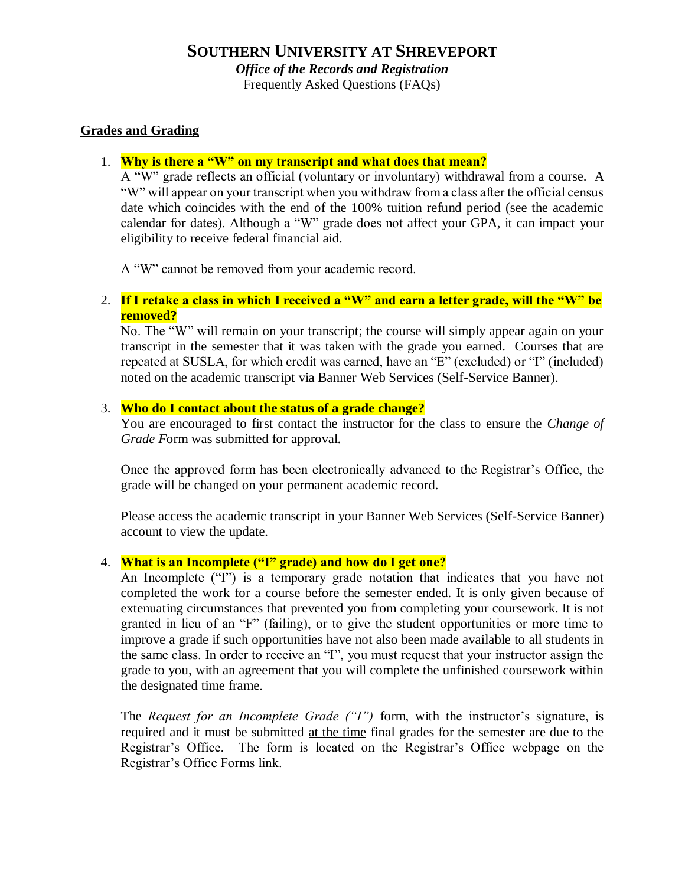# SOUTHERN UNIVERSITY AT SHREVEPORT

***Office of the Records and Registration***

Frequently Asked Questions (FAQs)

## Grades and Grading

1. **Why is there a "W" on my transcript and what does that mean?**
   A "W" grade reflects an official (voluntary or involuntary) withdrawal from a course. A "W" will appear on your transcript when you withdraw from a class after the official census date which coincides with the end of the 100% tuition refund period (see the academic calendar for dates). Although a "W" grade does not affect your GPA, it can impact your eligibility to receive federal financial aid.

   A "W" cannot be removed from your academic record.

2. **If I retake a class in which I received a "W" and earn a letter grade, will the "W" be removed?**
   No. The "W" will remain on your transcript; the course will simply appear again on your transcript in the semester that it was taken with the grade you earned. Courses that are repeated at SUSLA, for which credit was earned, have an "E" (excluded) or "I" (included) noted on the academic transcript via Banner Web Services (Self-Service Banner).

3. **Who do I contact about the status of a grade change?**
   You are encouraged to first contact the instructor for the class to ensure the *Change of Grade F*orm was submitted for approval.

   Once the approved form has been electronically advanced to the Registrar's Office, the grade will be changed on your permanent academic record.

   Please access the academic transcript in your Banner Web Services (Self-Service Banner) account to view the update.

4. **What is an Incomplete ("I" grade) and how do I get one?**
   An Incomplete ("I") is a temporary grade notation that indicates that you have not completed the work for a course before the semester ended. It is only given because of extenuating circumstances that prevented you from completing your coursework. It is not granted in lieu of an "F" (failing), or to give the student opportunities or more time to improve a grade if such opportunities have not also been made available to all students in the same class. In order to receive an "I", you must request that your instructor assign the grade to you, with an agreement that you will complete the unfinished coursework within the designated time frame.

   The *Request for an Incomplete Grade ("I")* form, with the instructor's signature, is required and it must be submitted <u>at the time</u> final grades for the semester are due to the Registrar's Office. The form is located on the Registrar's Office webpage on the Registrar's Office Forms link.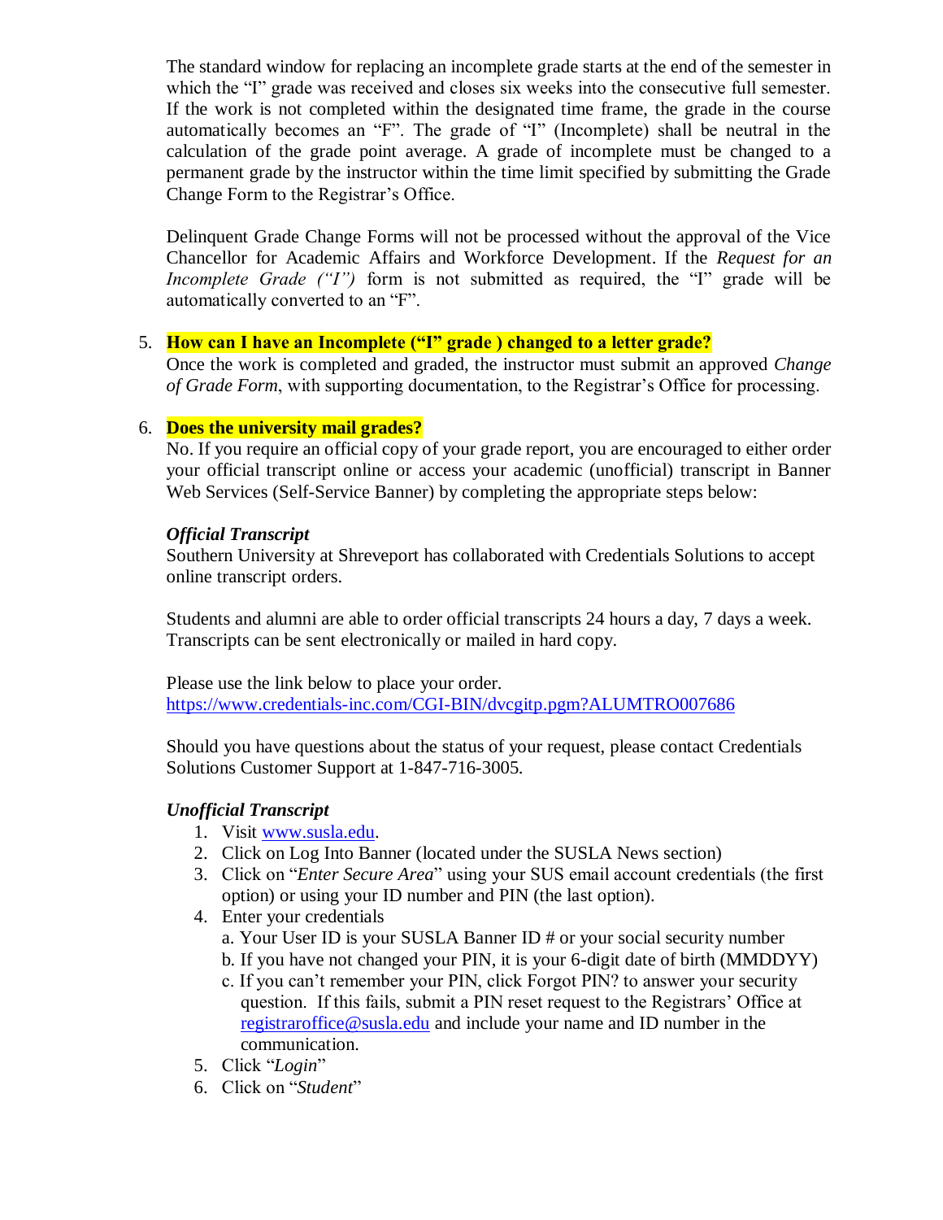The standard window for replacing an incomplete grade starts at the end of the semester in which the "I" grade was received and closes six weeks into the consecutive full semester. If the work is not completed within the designated time frame, the grade in the course automatically becomes an "F". The grade of "I" (Incomplete) shall be neutral in the calculation of the grade point average. A grade of incomplete must be changed to a permanent grade by the instructor within the time limit specified by submitting the Grade Change Form to the Registrar's Office.

Delinquent Grade Change Forms will not be processed without the approval of the Vice Chancellor for Academic Affairs and Workforce Development. If the *Request for an Incomplete Grade ("I")* form is not submitted as required, the "I" grade will be automatically converted to an "F".

5. **How can I have an Incomplete ("I" grade ) changed to a letter grade?**
   Once the work is completed and graded, the instructor must submit an approved *Change of Grade Form*, with supporting documentation, to the Registrar's Office for processing.

6. **Does the university mail grades?**
   No. If you require an official copy of your grade report, you are encouraged to either order your official transcript online or access your academic (unofficial) transcript in Banner Web Services (Self-Service Banner) by completing the appropriate steps below:

   ***Official Transcript***
   Southern University at Shreveport has collaborated with Credentials Solutions to accept online transcript orders.

   Students and alumni are able to order official transcripts 24 hours a day, 7 days a week. Transcripts can be sent electronically or mailed in hard copy.

   Please use the link below to place your order.
   https://www.credentials-inc.com/CGI-BIN/dvcgitp.pgm?ALUMTRO007686

   Should you have questions about the status of your request, please contact Credentials Solutions Customer Support at 1-847-716-3005.

   ***Unofficial Transcript***
   1. Visit www.susla.edu.
   2. Click on Log Into Banner (located under the SUSLA News section)
   3. Click on "*Enter Secure Area*" using your SUS email account credentials (the first option) or using your ID number and PIN (the last option).
   4. Enter your credentials
      a. Your User ID is your SUSLA Banner ID # or your social security number
      b. If you have not changed your PIN, it is your 6-digit date of birth (MMDDYY)
      c. If you can't remember your PIN, click Forgot PIN? to answer your security question. If this fails, submit a PIN reset request to the Registrars' Office at registraroffice@susla.edu and include your name and ID number in the communication.
   5. Click "*Login*"
   6. Click on "*Student*"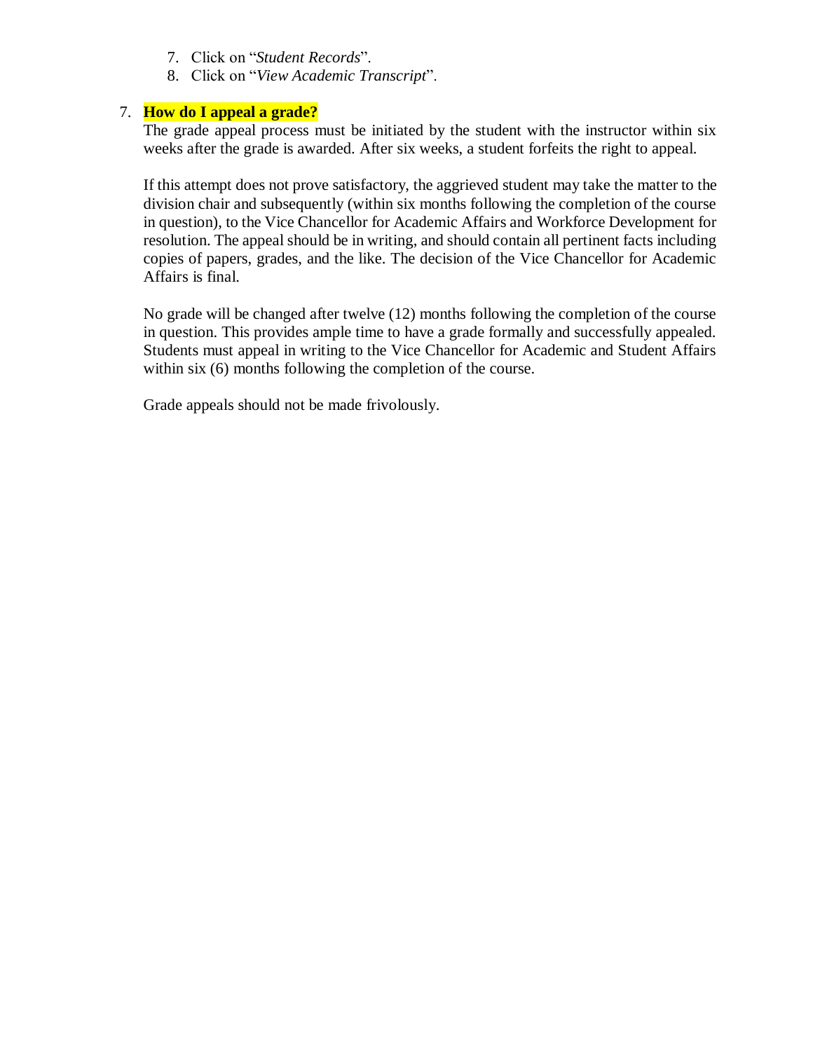7. Click on "*Student Records*".
8. Click on "*View Academic Transcript*".

7. **How do I appeal a grade?**

   The grade appeal process must be initiated by the student with the instructor within six weeks after the grade is awarded. After six weeks, a student forfeits the right to appeal.

   If this attempt does not prove satisfactory, the aggrieved student may take the matter to the division chair and subsequently (within six months following the completion of the course in question), to the Vice Chancellor for Academic Affairs and Workforce Development for resolution. The appeal should be in writing, and should contain all pertinent facts including copies of papers, grades, and the like. The decision of the Vice Chancellor for Academic Affairs is final.

   No grade will be changed after twelve (12) months following the completion of the course in question. This provides ample time to have a grade formally and successfully appealed. Students must appeal in writing to the Vice Chancellor for Academic and Student Affairs within six (6) months following the completion of the course.

   Grade appeals should not be made frivolously.